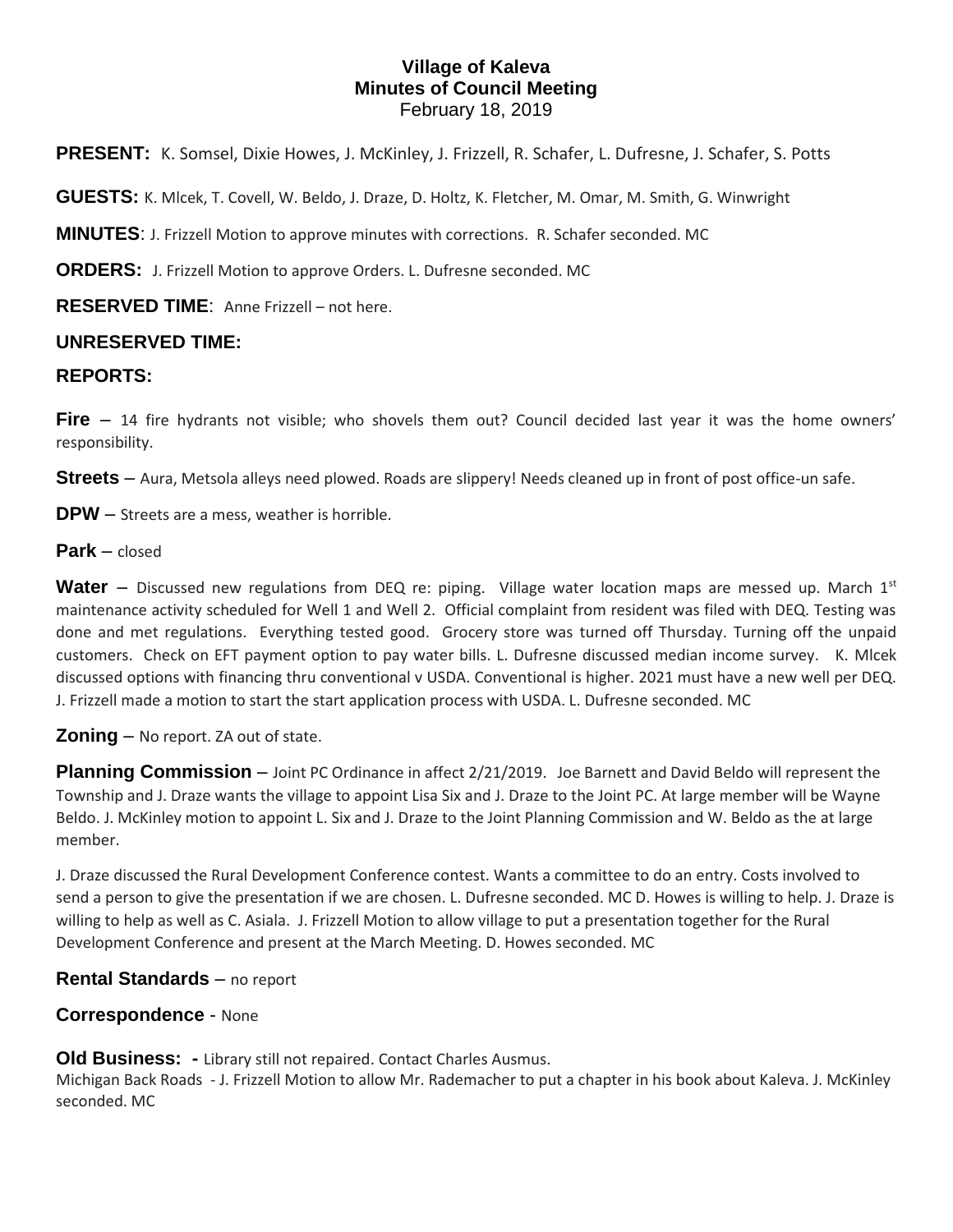# Village of Kaleva
## Minutes of Council Meeting
February 18, 2019

**PRESENT:** K. Somsel, Dixie Howes, J. McKinley, J. Frizzell, R. Schafer, L. Dufresne, J. Schafer, S. Potts

**GUESTS:** K. Mlcek, T. Covell, W. Beldo, J. Draze, D. Holtz, K. Fletcher, M. Omar, M. Smith, G. Winwright

**MINUTES**: J. Frizzell Motion to approve minutes with corrections. R. Schafer seconded. MC

**ORDERS:** J. Frizzell Motion to approve Orders. L. Dufresne seconded. MC

**RESERVED TIME**: Anne Frizzell – not here.

**UNRESERVED TIME:**

**REPORTS:**

**Fire** – 14 fire hydrants not visible; who shovels them out? Council decided last year it was the home owners' responsibility.

**Streets** – Aura, Metsola alleys need plowed. Roads are slippery! Needs cleaned up in front of post office-un safe.

**DPW** – Streets are a mess, weather is horrible.

**Park** – closed

**Water** – Discussed new regulations from DEQ re: piping. Village water location maps are messed up. March 1st maintenance activity scheduled for Well 1 and Well 2. Official complaint from resident was filed with DEQ. Testing was done and met regulations. Everything tested good. Grocery store was turned off Thursday. Turning off the unpaid customers. Check on EFT payment option to pay water bills. L. Dufresne discussed median income survey. K. Mlcek discussed options with financing thru conventional v USDA. Conventional is higher. 2021 must have a new well per DEQ. J. Frizzell made a motion to start the start application process with USDA. L. Dufresne seconded. MC

**Zoning** – No report. ZA out of state.

**Planning Commission** – Joint PC Ordinance in affect 2/21/2019. Joe Barnett and David Beldo will represent the Township and J. Draze wants the village to appoint Lisa Six and J. Draze to the Joint PC. At large member will be Wayne Beldo. J. McKinley motion to appoint L. Six and J. Draze to the Joint Planning Commission and W. Beldo as the at large member.

J. Draze discussed the Rural Development Conference contest. Wants a committee to do an entry. Costs involved to send a person to give the presentation if we are chosen. L. Dufresne seconded. MC D. Howes is willing to help. J. Draze is willing to help as well as C. Asiala. J. Frizzell Motion to allow village to put a presentation together for the Rural Development Conference and present at the March Meeting. D. Howes seconded. MC

**Rental Standards** – no report

**Correspondence** - None

**Old Business: -** Library still not repaired. Contact Charles Ausmus.
Michigan Back Roads - J. Frizzell Motion to allow Mr. Rademacher to put a chapter in his book about Kaleva. J. McKinley seconded. MC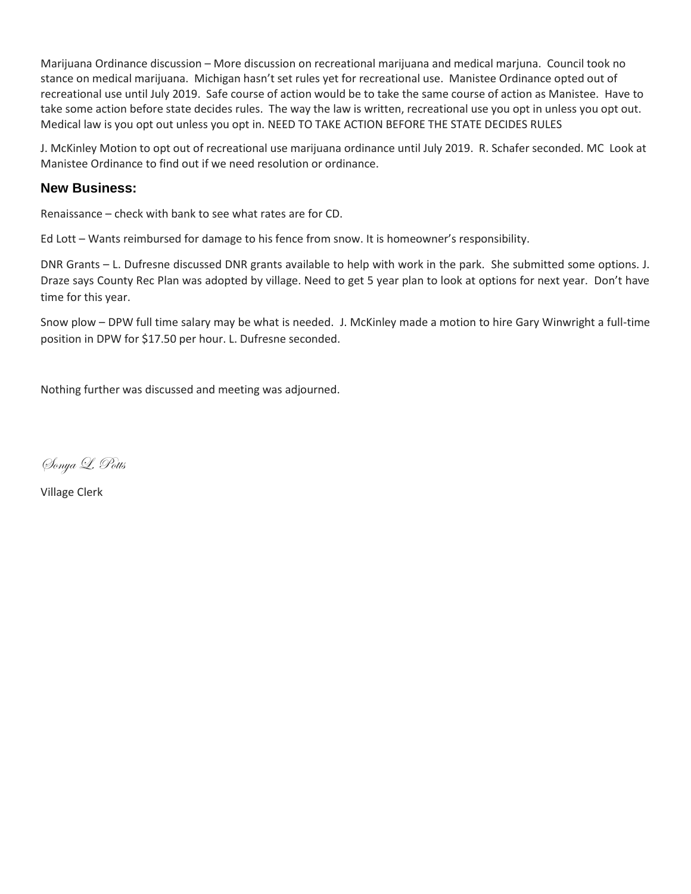Marijuana Ordinance discussion – More discussion on recreational marijuana and medical marjuna. Council took no stance on medical marijuana. Michigan hasn't set rules yet for recreational use. Manistee Ordinance opted out of recreational use until July 2019. Safe course of action would be to take the same course of action as Manistee. Have to take some action before state decides rules. The way the law is written, recreational use you opt in unless you opt out. Medical law is you opt out unless you opt in. NEED TO TAKE ACTION BEFORE THE STATE DECIDES RULES

J. McKinley Motion to opt out of recreational use marijuana ordinance until July 2019. R. Schafer seconded. MC Look at Manistee Ordinance to find out if we need resolution or ordinance.

## New Business:

Renaissance – check with bank to see what rates are for CD.

Ed Lott – Wants reimbursed for damage to his fence from snow. It is homeowner's responsibility.

DNR Grants – L. Dufresne discussed DNR grants available to help with work in the park. She submitted some options. J. Draze says County Rec Plan was adopted by village. Need to get 5 year plan to look at options for next year. Don't have time for this year.

Snow plow – DPW full time salary may be what is needed. J. McKinley made a motion to hire Gary Winwright a full-time position in DPW for $17.50 per hour. L. Dufresne seconded.

Nothing further was discussed and meeting was adjourned.

*Sonya L. Potts*

Village Clerk